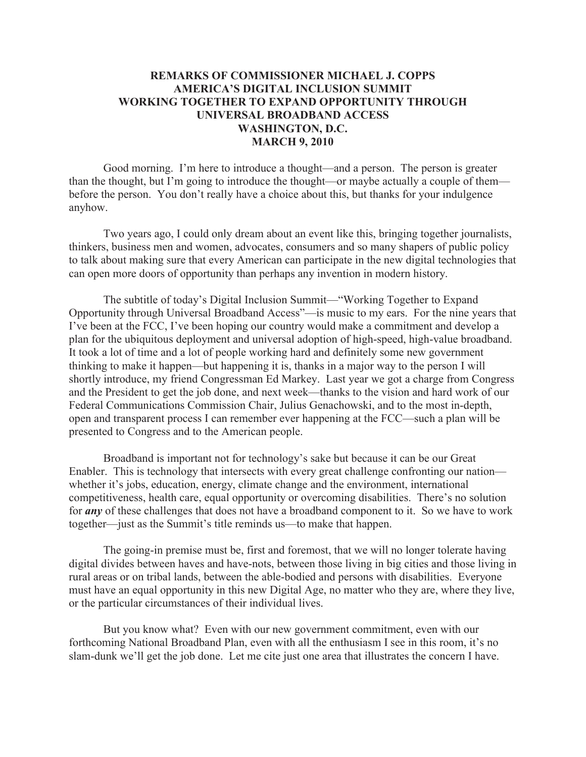# REMARKS OF COMMISSIONER MICHAEL J. COPPS
# AMERICA'S DIGITAL INCLUSION SUMMIT
# WORKING TOGETHER TO EXPAND OPPORTUNITY THROUGH UNIVERSAL BROADBAND ACCESS
# WASHINGTON, D.C.
# MARCH 9, 2010

Good morning. I'm here to introduce a thought—and a person. The person is greater than the thought, but I'm going to introduce the thought—or maybe actually a couple of them—before the person. You don't really have a choice about this, but thanks for your indulgence anyhow.

Two years ago, I could only dream about an event like this, bringing together journalists, thinkers, business men and women, advocates, consumers and so many shapers of public policy to talk about making sure that every American can participate in the new digital technologies that can open more doors of opportunity than perhaps any invention in modern history.

The subtitle of today's Digital Inclusion Summit—"Working Together to Expand Opportunity through Universal Broadband Access"—is music to my ears. For the nine years that I've been at the FCC, I've been hoping our country would make a commitment and develop a plan for the ubiquitous deployment and universal adoption of high-speed, high-value broadband. It took a lot of time and a lot of people working hard and definitely some new government thinking to make it happen—but happening it is, thanks in a major way to the person I will shortly introduce, my friend Congressman Ed Markey. Last year we got a charge from Congress and the President to get the job done, and next week—thanks to the vision and hard work of our Federal Communications Commission Chair, Julius Genachowski, and to the most in-depth, open and transparent process I can remember ever happening at the FCC—such a plan will be presented to Congress and to the American people.

Broadband is important not for technology's sake but because it can be our Great Enabler. This is technology that intersects with every great challenge confronting our nation—whether it's jobs, education, energy, climate change and the environment, international competitiveness, health care, equal opportunity or overcoming disabilities. There's no solution for ***any*** of these challenges that does not have a broadband component to it. So we have to work together—just as the Summit's title reminds us—to make that happen.

The going-in premise must be, first and foremost, that we will no longer tolerate having digital divides between haves and have-nots, between those living in big cities and those living in rural areas or on tribal lands, between the able-bodied and persons with disabilities. Everyone must have an equal opportunity in this new Digital Age, no matter who they are, where they live, or the particular circumstances of their individual lives.

But you know what? Even with our new government commitment, even with our forthcoming National Broadband Plan, even with all the enthusiasm I see in this room, it's no slam-dunk we'll get the job done. Let me cite just one area that illustrates the concern I have.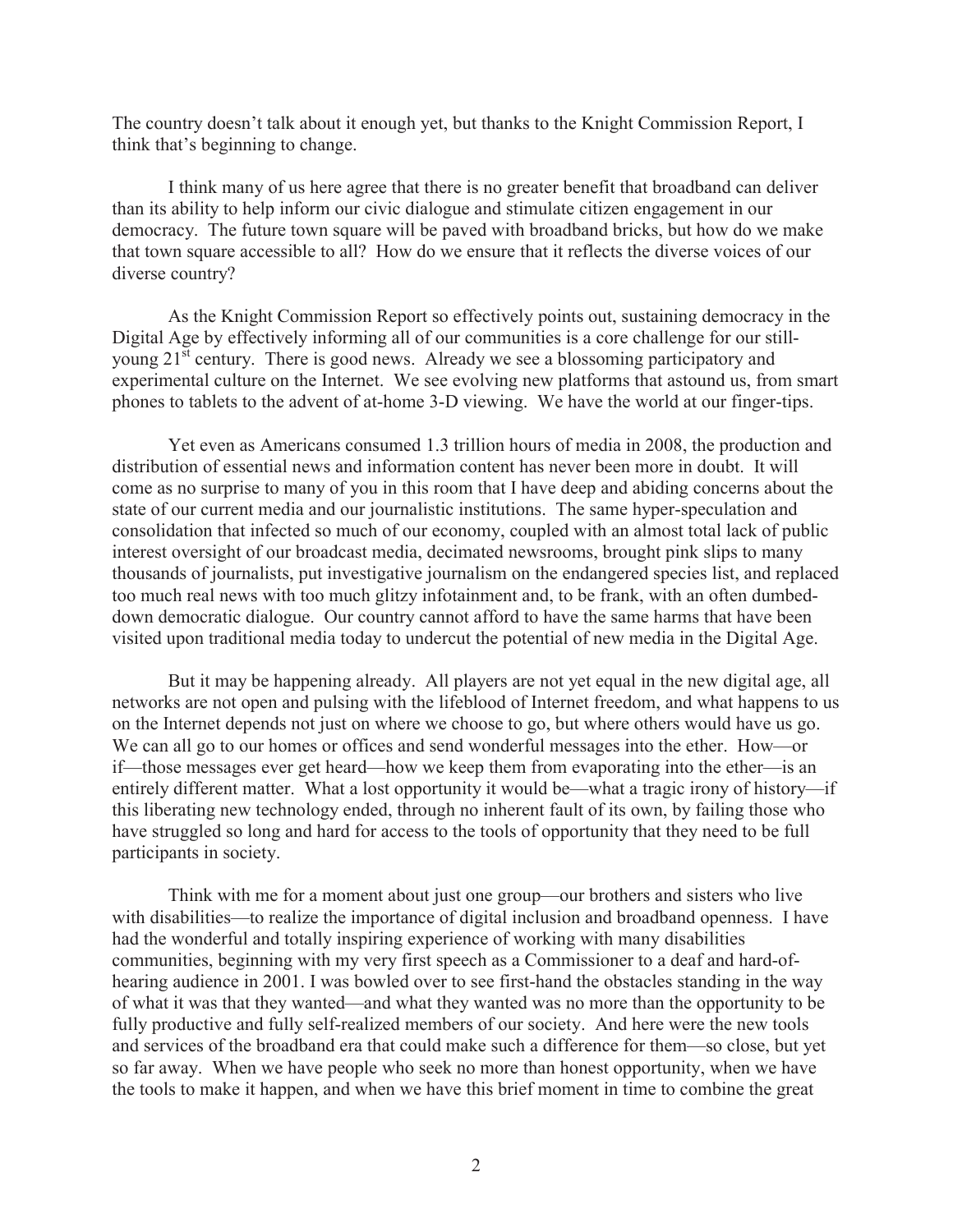The country doesn't talk about it enough yet, but thanks to the Knight Commission Report, I think that's beginning to change.

I think many of us here agree that there is no greater benefit that broadband can deliver than its ability to help inform our civic dialogue and stimulate citizen engagement in our democracy. The future town square will be paved with broadband bricks, but how do we make that town square accessible to all? How do we ensure that it reflects the diverse voices of our diverse country?

As the Knight Commission Report so effectively points out, sustaining democracy in the Digital Age by effectively informing all of our communities is a core challenge for our still-young 21st century. There is good news. Already we see a blossoming participatory and experimental culture on the Internet. We see evolving new platforms that astound us, from smart phones to tablets to the advent of at-home 3-D viewing. We have the world at our finger-tips.

Yet even as Americans consumed 1.3 trillion hours of media in 2008, the production and distribution of essential news and information content has never been more in doubt. It will come as no surprise to many of you in this room that I have deep and abiding concerns about the state of our current media and our journalistic institutions. The same hyper-speculation and consolidation that infected so much of our economy, coupled with an almost total lack of public interest oversight of our broadcast media, decimated newsrooms, brought pink slips to many thousands of journalists, put investigative journalism on the endangered species list, and replaced too much real news with too much glitzy infotainment and, to be frank, with an often dumbed-down democratic dialogue. Our country cannot afford to have the same harms that have been visited upon traditional media today to undercut the potential of new media in the Digital Age.

But it may be happening already. All players are not yet equal in the new digital age, all networks are not open and pulsing with the lifeblood of Internet freedom, and what happens to us on the Internet depends not just on where we choose to go, but where others would have us go. We can all go to our homes or offices and send wonderful messages into the ether. How—or if—those messages ever get heard—how we keep them from evaporating into the ether—is an entirely different matter. What a lost opportunity it would be—what a tragic irony of history—if this liberating new technology ended, through no inherent fault of its own, by failing those who have struggled so long and hard for access to the tools of opportunity that they need to be full participants in society.

Think with me for a moment about just one group—our brothers and sisters who live with disabilities—to realize the importance of digital inclusion and broadband openness. I have had the wonderful and totally inspiring experience of working with many disabilities communities, beginning with my very first speech as a Commissioner to a deaf and hard-of-hearing audience in 2001. I was bowled over to see first-hand the obstacles standing in the way of what it was that they wanted—and what they wanted was no more than the opportunity to be fully productive and fully self-realized members of our society. And here were the new tools and services of the broadband era that could make such a difference for them—so close, but yet so far away. When we have people who seek no more than honest opportunity, when we have the tools to make it happen, and when we have this brief moment in time to combine the great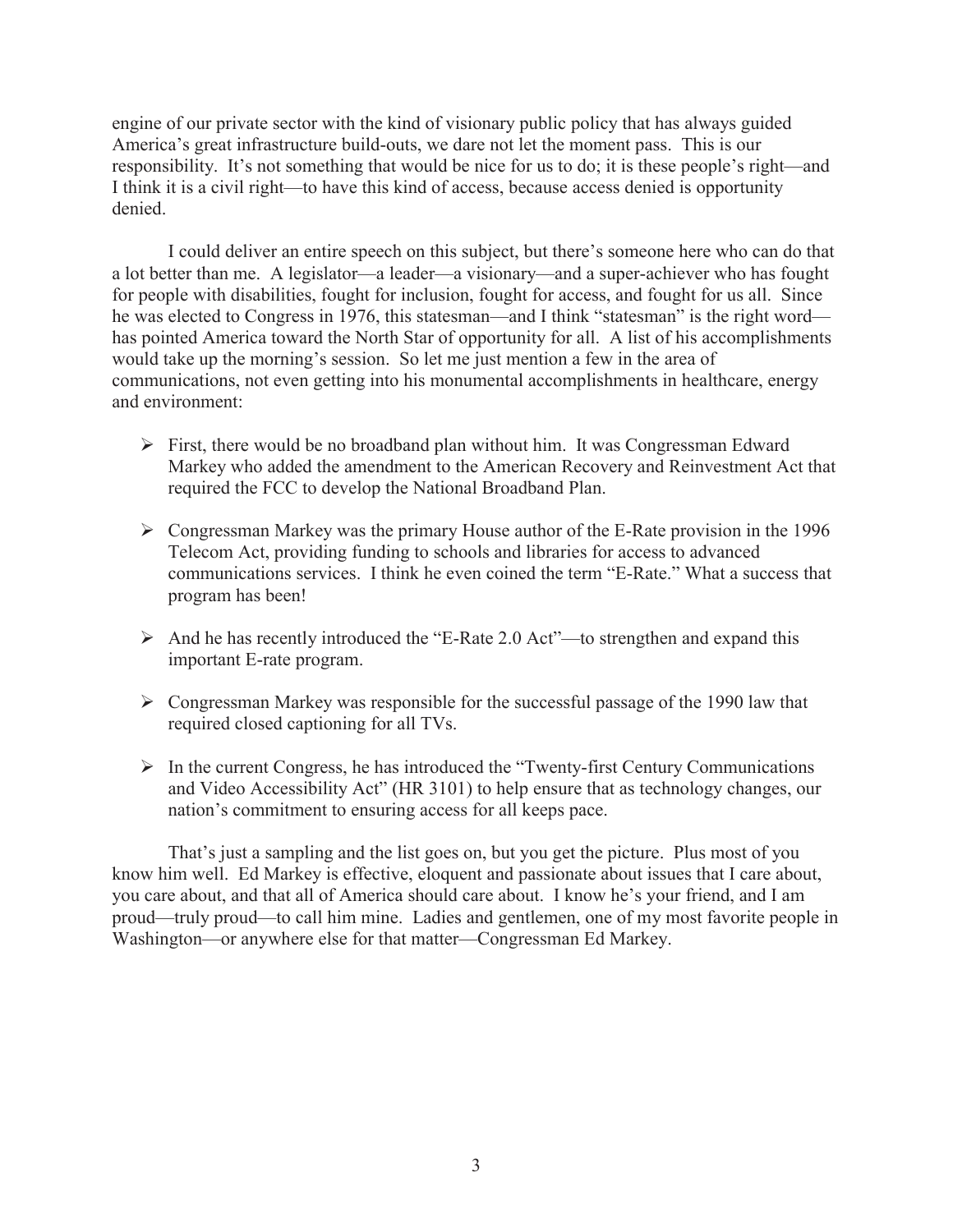engine of our private sector with the kind of visionary public policy that has always guided America's great infrastructure build-outs, we dare not let the moment pass. This is our responsibility. It's not something that would be nice for us to do; it is these people's right—and I think it is a civil right—to have this kind of access, because access denied is opportunity denied.

I could deliver an entire speech on this subject, but there's someone here who can do that a lot better than me. A legislator—a leader—a visionary—and a super-achiever who has fought for people with disabilities, fought for inclusion, fought for access, and fought for us all. Since he was elected to Congress in 1976, this statesman—and I think "statesman" is the right word—has pointed America toward the North Star of opportunity for all. A list of his accomplishments would take up the morning's session. So let me just mention a few in the area of communications, not even getting into his monumental accomplishments in healthcare, energy and environment:

- First, there would be no broadband plan without him. It was Congressman Edward Markey who added the amendment to the American Recovery and Reinvestment Act that required the FCC to develop the National Broadband Plan.
- Congressman Markey was the primary House author of the E-Rate provision in the 1996 Telecom Act, providing funding to schools and libraries for access to advanced communications services. I think he even coined the term "E-Rate." What a success that program has been!
- And he has recently introduced the "E-Rate 2.0 Act"—to strengthen and expand this important E-rate program.
- Congressman Markey was responsible for the successful passage of the 1990 law that required closed captioning for all TVs.
- In the current Congress, he has introduced the "Twenty-first Century Communications and Video Accessibility Act" (HR 3101) to help ensure that as technology changes, our nation's commitment to ensuring access for all keeps pace.

That's just a sampling and the list goes on, but you get the picture. Plus most of you know him well. Ed Markey is effective, eloquent and passionate about issues that I care about, you care about, and that all of America should care about. I know he's your friend, and I am proud—truly proud—to call him mine. Ladies and gentlemen, one of my most favorite people in Washington—or anywhere else for that matter—Congressman Ed Markey.